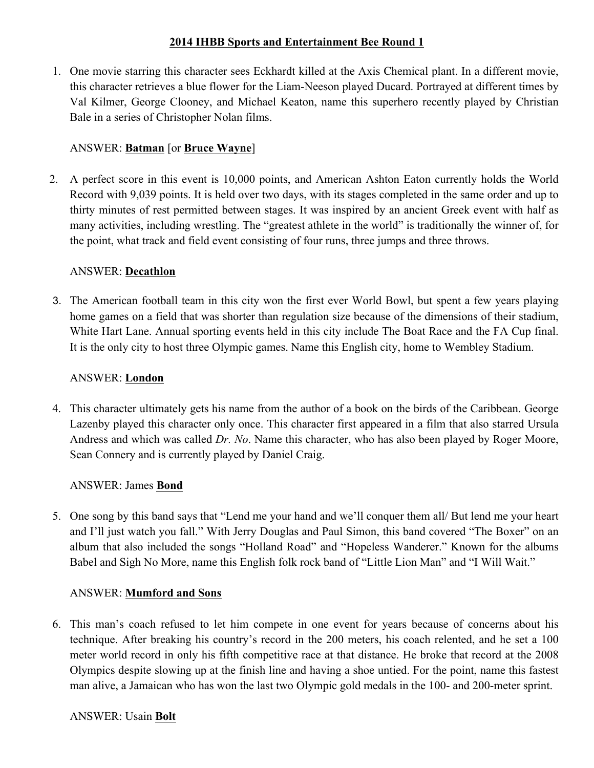# 2014 IHBB Sports and Entertainment Bee Round 1

1. One movie starring this character sees Eckhardt killed at the Axis Chemical plant. In a different movie, this character retrieves a blue flower for the Liam-Neeson played Ducard. Portrayed at different times by Val Kilmer, George Clooney, and Michael Keaton, name this superhero recently played by Christian Bale in a series of Christopher Nolan films.

   ANSWER: **Batman** [or **Bruce Wayne**]

2. A perfect score in this event is 10,000 points, and American Ashton Eaton currently holds the World Record with 9,039 points. It is held over two days, with its stages completed in the same order and up to thirty minutes of rest permitted between stages. It was inspired by an ancient Greek event with half as many activities, including wrestling. The "greatest athlete in the world" is traditionally the winner of, for the point, what track and field event consisting of four runs, three jumps and three throws.

   ANSWER: **Decathlon**

3. The American football team in this city won the first ever World Bowl, but spent a few years playing home games on a field that was shorter than regulation size because of the dimensions of their stadium, White Hart Lane. Annual sporting events held in this city include The Boat Race and the FA Cup final. It is the only city to host three Olympic games. Name this English city, home to Wembley Stadium.

   ANSWER: **London**

4. This character ultimately gets his name from the author of a book on the birds of the Caribbean. George Lazenby played this character only once. This character first appeared in a film that also starred Ursula Andress and which was called *Dr. No*. Name this character, who has also been played by Roger Moore, Sean Connery and is currently played by Daniel Craig.

   ANSWER: James **Bond**

5. One song by this band says that "Lend me your hand and we'll conquer them all/ But lend me your heart and I'll just watch you fall." With Jerry Douglas and Paul Simon, this band covered "The Boxer" on an album that also included the songs "Holland Road" and "Hopeless Wanderer." Known for the albums Babel and Sigh No More, name this English folk rock band of "Little Lion Man" and "I Will Wait."

   ANSWER: **Mumford and Sons**

6. This man's coach refused to let him compete in one event for years because of concerns about his technique. After breaking his country's record in the 200 meters, his coach relented, and he set a 100 meter world record in only his fifth competitive race at that distance. He broke that record at the 2008 Olympics despite slowing up at the finish line and having a shoe untied. For the point, name this fastest man alive, a Jamaican who has won the last two Olympic gold medals in the 100- and 200-meter sprint.

   ANSWER: Usain **Bolt**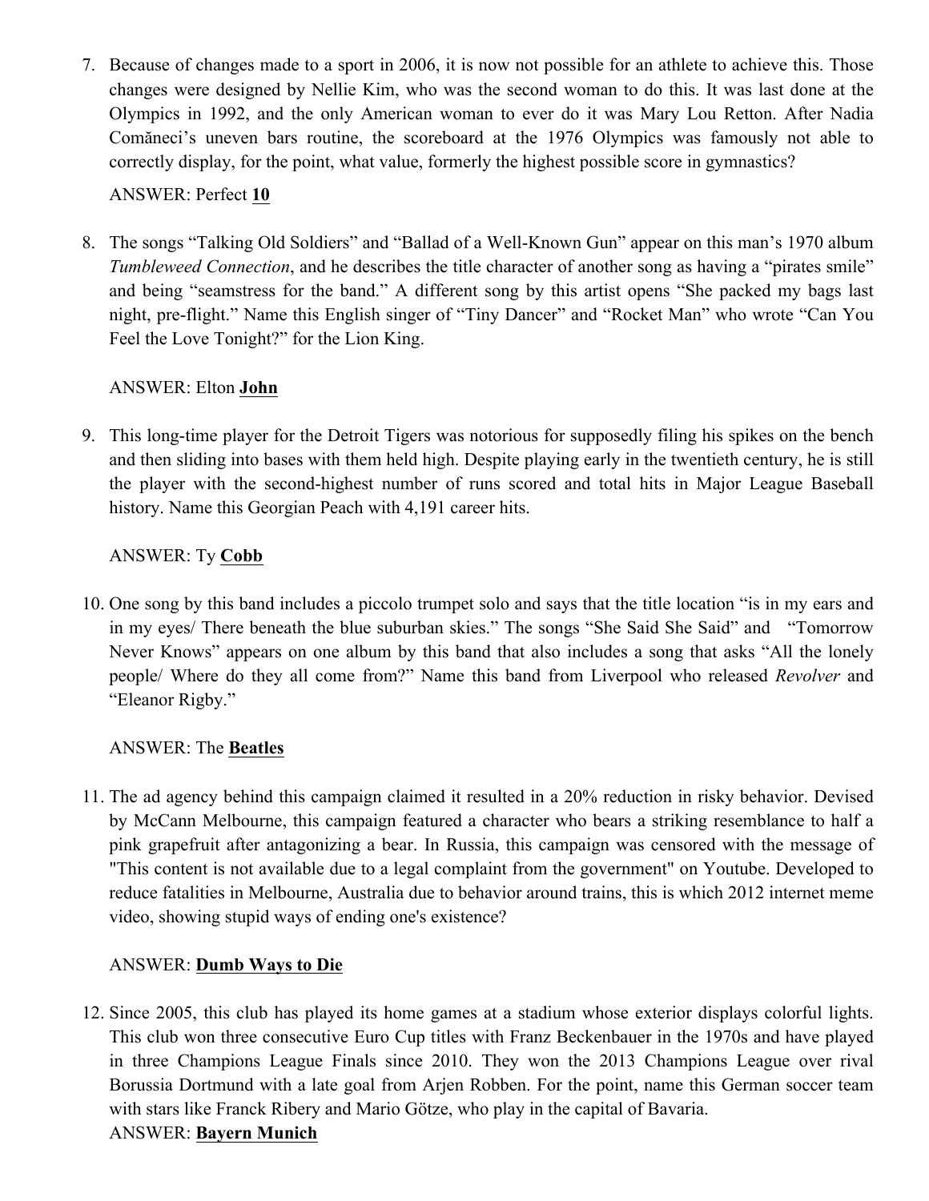7. Because of changes made to a sport in 2006, it is now not possible for an athlete to achieve this. Those changes were designed by Nellie Kim, who was the second woman to do this. It was last done at the Olympics in 1992, and the only American woman to ever do it was Mary Lou Retton. After Nadia Comăneci's uneven bars routine, the scoreboard at the 1976 Olympics was famously not able to correctly display, for the point, what value, formerly the highest possible score in gymnastics?

   ANSWER: Perfect **10**

8. The songs "Talking Old Soldiers" and "Ballad of a Well-Known Gun" appear on this man's 1970 album *Tumbleweed Connection*, and he describes the title character of another song as having a "pirates smile" and being "seamstress for the band." A different song by this artist opens "She packed my bags last night, pre-flight." Name this English singer of "Tiny Dancer" and "Rocket Man" who wrote "Can You Feel the Love Tonight?" for the Lion King.

   ANSWER: Elton **John**

9. This long-time player for the Detroit Tigers was notorious for supposedly filing his spikes on the bench and then sliding into bases with them held high. Despite playing early in the twentieth century, he is still the player with the second-highest number of runs scored and total hits in Major League Baseball history. Name this Georgian Peach with 4,191 career hits.

   ANSWER: Ty **Cobb**

10. One song by this band includes a piccolo trumpet solo and says that the title location "is in my ears and in my eyes/ There beneath the blue suburban skies." The songs "She Said She Said" and "Tomorrow Never Knows" appears on one album by this band that also includes a song that asks "All the lonely people/ Where do they all come from?" Name this band from Liverpool who released *Revolver* and "Eleanor Rigby."

    ANSWER: The **Beatles**

11. The ad agency behind this campaign claimed it resulted in a 20% reduction in risky behavior. Devised by McCann Melbourne, this campaign featured a character who bears a striking resemblance to half a pink grapefruit after antagonizing a bear. In Russia, this campaign was censored with the message of "This content is not available due to a legal complaint from the government" on Youtube. Developed to reduce fatalities in Melbourne, Australia due to behavior around trains, this is which 2012 internet meme video, showing stupid ways of ending one's existence?

    ANSWER: **Dumb Ways to Die**

12. Since 2005, this club has played its home games at a stadium whose exterior displays colorful lights. This club won three consecutive Euro Cup titles with Franz Beckenbauer in the 1970s and have played in three Champions League Finals since 2010. They won the 2013 Champions League over rival Borussia Dortmund with a late goal from Arjen Robben. For the point, name this German soccer team with stars like Franck Ribery and Mario Götze, who play in the capital of Bavaria.

    ANSWER: **Bayern Munich**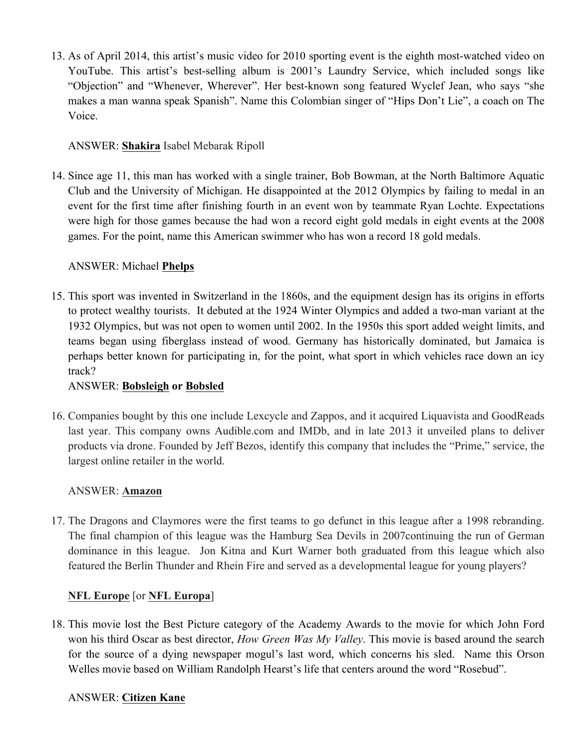13. As of April 2014, this artist's music video for 2010 sporting event is the eighth most-watched video on YouTube. This artist's best-selling album is 2001's Laundry Service, which included songs like "Objection" and "Whenever, Wherever". Her best-known song featured Wyclef Jean, who says "she makes a man wanna speak Spanish". Name this Colombian singer of "Hips Don't Lie", a coach on The Voice.

    ANSWER: **Shakira** Isabel Mebarak Ripoll

14. Since age 11, this man has worked with a single trainer, Bob Bowman, at the North Baltimore Aquatic Club and the University of Michigan. He disappointed at the 2012 Olympics by failing to medal in an event for the first time after finishing fourth in an event won by teammate Ryan Lochte. Expectations were high for those games because the had won a record eight gold medals in eight events at the 2008 games. For the point, name this American swimmer who has won a record 18 gold medals.

    ANSWER: Michael **Phelps**

15. This sport was invented in Switzerland in the 1860s, and the equipment design has its origins in efforts to protect wealthy tourists. It debuted at the 1924 Winter Olympics and added a two-man variant at the 1932 Olympics, but was not open to women until 2002. In the 1950s this sport added weight limits, and teams began using fiberglass instead of wood. Germany has historically dominated, but Jamaica is perhaps better known for participating in, for the point, what sport in which vehicles race down an icy track?
    ANSWER: **Bobsleigh or Bobsled**

16. Companies bought by this one include Lexcycle and Zappos, and it acquired Liquavista and GoodReads last year. This company owns Audible.com and IMDb, and in late 2013 it unveiled plans to deliver products via drone. Founded by Jeff Bezos, identify this company that includes the "Prime," service, the largest online retailer in the world.

    ANSWER: **Amazon**

17. The Dragons and Claymores were the first teams to go defunct in this league after a 1998 rebranding. The final champion of this league was the Hamburg Sea Devils in 2007continuing the run of German dominance in this league. Jon Kitna and Kurt Warner both graduated from this league which also featured the Berlin Thunder and Rhein Fire and served as a developmental league for young players?

    **NFL Europe** [or **NFL Europa**]

18. This movie lost the Best Picture category of the Academy Awards to the movie for which John Ford won his third Oscar as best director, *How Green Was My Valley*. This movie is based around the search for the source of a dying newspaper mogul's last word, which concerns his sled. Name this Orson Welles movie based on William Randolph Hearst's life that centers around the word "Rosebud".

    ANSWER: **Citizen Kane**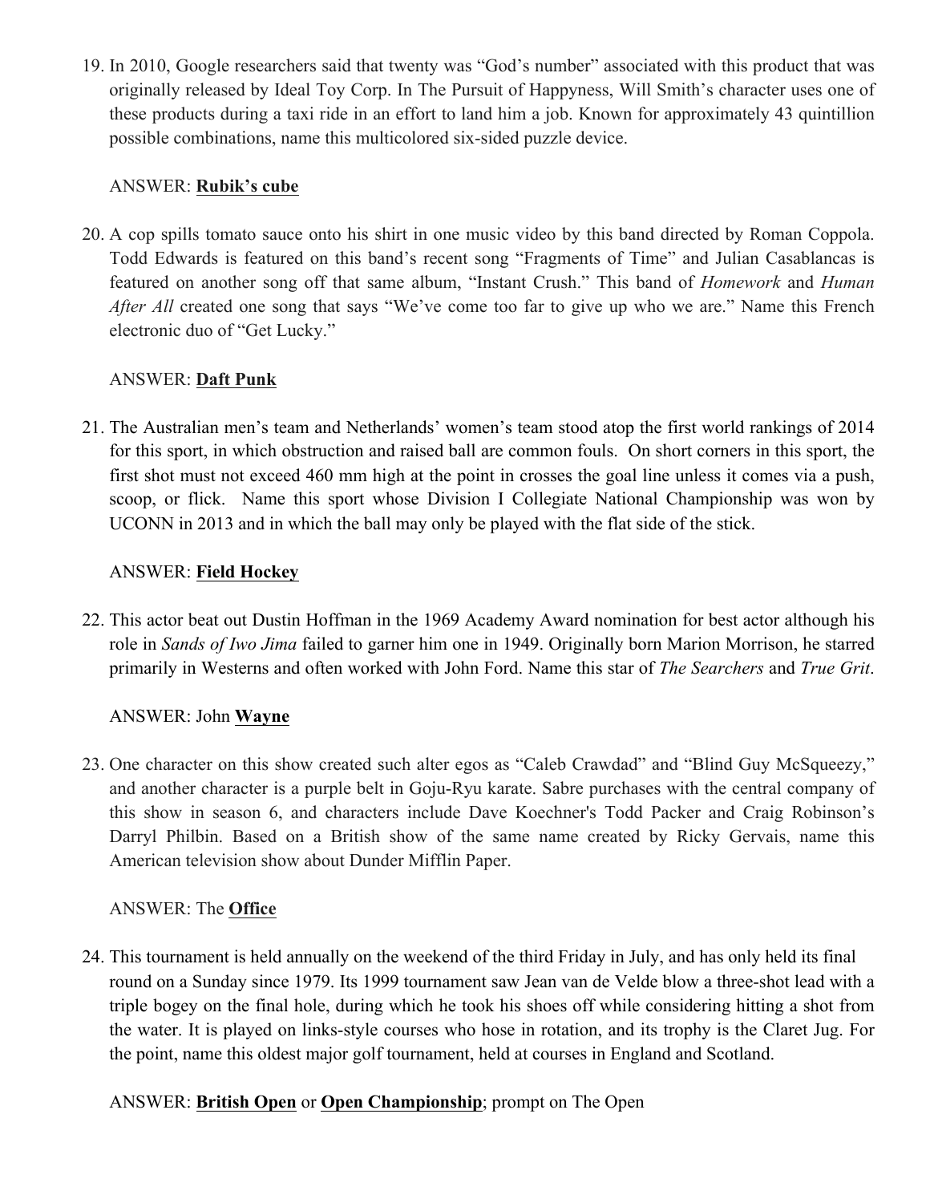19. In 2010, Google researchers said that twenty was "God's number" associated with this product that was originally released by Ideal Toy Corp. In The Pursuit of Happyness, Will Smith's character uses one of these products during a taxi ride in an effort to land him a job. Known for approximately 43 quintillion possible combinations, name this multicolored six-sided puzzle device.

   ANSWER: **Rubik's cube**

20. A cop spills tomato sauce onto his shirt in one music video by this band directed by Roman Coppola. Todd Edwards is featured on this band's recent song "Fragments of Time" and Julian Casablancas is featured on another song off that same album, "Instant Crush." This band of *Homework* and *Human After All* created one song that says "We've come too far to give up who we are." Name this French electronic duo of "Get Lucky."

   ANSWER: **Daft Punk**

21. The Australian men's team and Netherlands' women's team stood atop the first world rankings of 2014 for this sport, in which obstruction and raised ball are common fouls. On short corners in this sport, the first shot must not exceed 460 mm high at the point in crosses the goal line unless it comes via a push, scoop, or flick. Name this sport whose Division I Collegiate National Championship was won by UCONN in 2013 and in which the ball may only be played with the flat side of the stick.

   ANSWER: **Field Hockey**

22. This actor beat out Dustin Hoffman in the 1969 Academy Award nomination for best actor although his role in *Sands of Iwo Jima* failed to garner him one in 1949. Originally born Marion Morrison, he starred primarily in Westerns and often worked with John Ford. Name this star of *The Searchers* and *True Grit*.

   ANSWER: John **Wayne**

23. One character on this show created such alter egos as "Caleb Crawdad" and "Blind Guy McSqueezy," and another character is a purple belt in Goju-Ryu karate. Sabre purchases with the central company of this show in season 6, and characters include Dave Koechner's Todd Packer and Craig Robinson's Darryl Philbin. Based on a British show of the same name created by Ricky Gervais, name this American television show about Dunder Mifflin Paper.

   ANSWER: The **Office**

24. This tournament is held annually on the weekend of the third Friday in July, and has only held its final round on a Sunday since 1979. Its 1999 tournament saw Jean van de Velde blow a three-shot lead with a triple bogey on the final hole, during which he took his shoes off while considering hitting a shot from the water. It is played on links-style courses who hose in rotation, and its trophy is the Claret Jug. For the point, name this oldest major golf tournament, held at courses in England and Scotland.

   ANSWER: **British Open** or **Open Championship**; prompt on The Open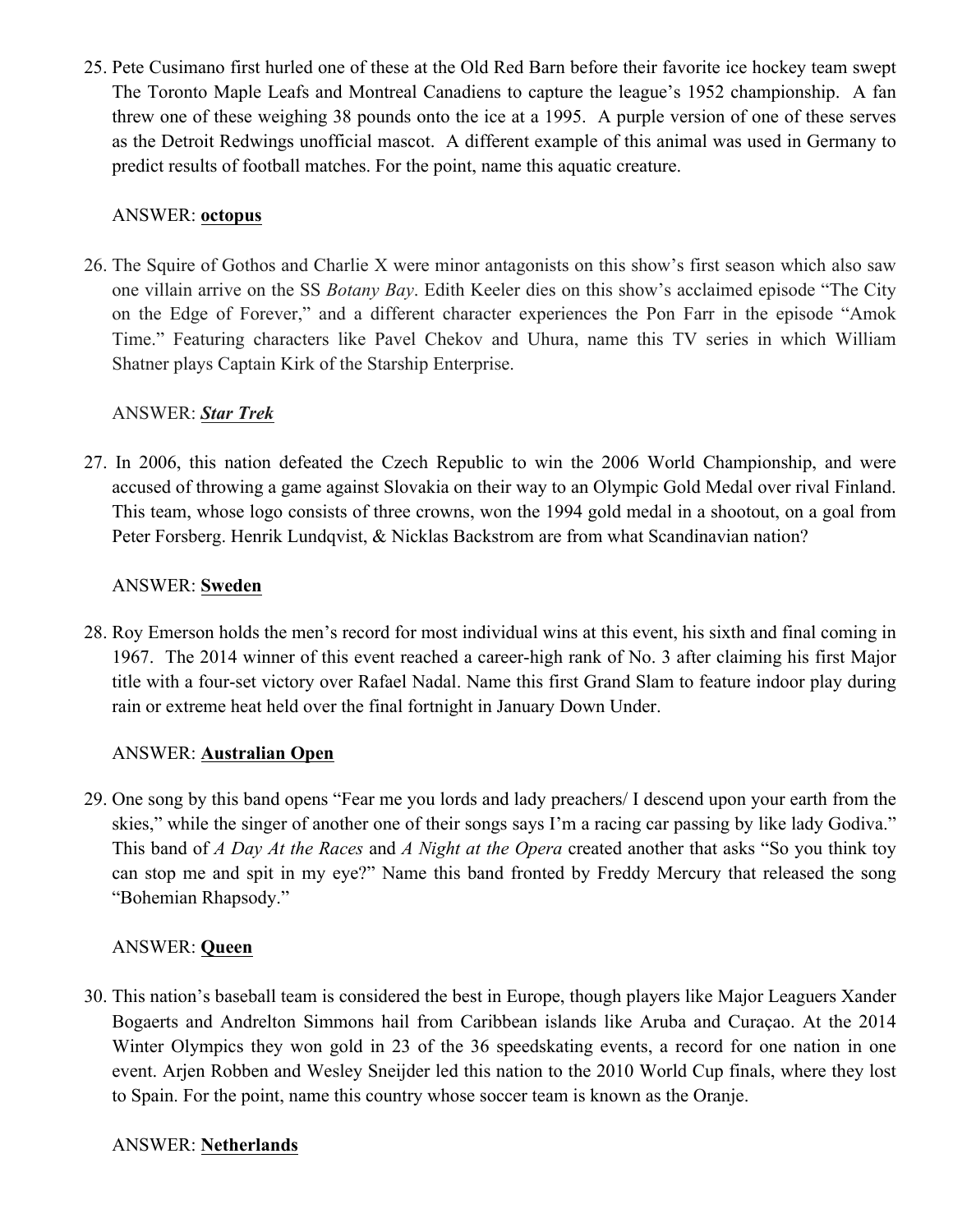25. Pete Cusimano first hurled one of these at the Old Red Barn before their favorite ice hockey team swept The Toronto Maple Leafs and Montreal Canadiens to capture the league's 1952 championship. A fan threw one of these weighing 38 pounds onto the ice at a 1995. A purple version of one of these serves as the Detroit Redwings unofficial mascot. A different example of this animal was used in Germany to predict results of football matches. For the point, name this aquatic creature.

   ANSWER: **octopus**

26. The Squire of Gothos and Charlie X were minor antagonists on this show's first season which also saw one villain arrive on the SS *Botany Bay*. Edith Keeler dies on this show's acclaimed episode "The City on the Edge of Forever," and a different character experiences the Pon Farr in the episode "Amok Time." Featuring characters like Pavel Chekov and Uhura, name this TV series in which William Shatner plays Captain Kirk of the Starship Enterprise.

   ANSWER: ***Star Trek***

27. In 2006, this nation defeated the Czech Republic to win the 2006 World Championship, and were accused of throwing a game against Slovakia on their way to an Olympic Gold Medal over rival Finland. This team, whose logo consists of three crowns, won the 1994 gold medal in a shootout, on a goal from Peter Forsberg. Henrik Lundqvist, & Nicklas Backstrom are from what Scandinavian nation?

   ANSWER: **Sweden**

28. Roy Emerson holds the men's record for most individual wins at this event, his sixth and final coming in 1967. The 2014 winner of this event reached a career-high rank of No. 3 after claiming his first Major title with a four-set victory over Rafael Nadal. Name this first Grand Slam to feature indoor play during rain or extreme heat held over the final fortnight in January Down Under.

   ANSWER: **Australian Open**

29. One song by this band opens "Fear me you lords and lady preachers/ I descend upon your earth from the skies," while the singer of another one of their songs says I'm a racing car passing by like lady Godiva." This band of *A Day At the Races* and *A Night at the Opera* created another that asks "So you think toy can stop me and spit in my eye?" Name this band fronted by Freddy Mercury that released the song "Bohemian Rhapsody."

   ANSWER: **Queen**

30. This nation's baseball team is considered the best in Europe, though players like Major Leaguers Xander Bogaerts and Andrelton Simmons hail from Caribbean islands like Aruba and Curaçao. At the 2014 Winter Olympics they won gold in 23 of the 36 speedskating events, a record for one nation in one event. Arjen Robben and Wesley Sneijder led this nation to the 2010 World Cup finals, where they lost to Spain. For the point, name this country whose soccer team is known as the Oranje.

   ANSWER: **Netherlands**